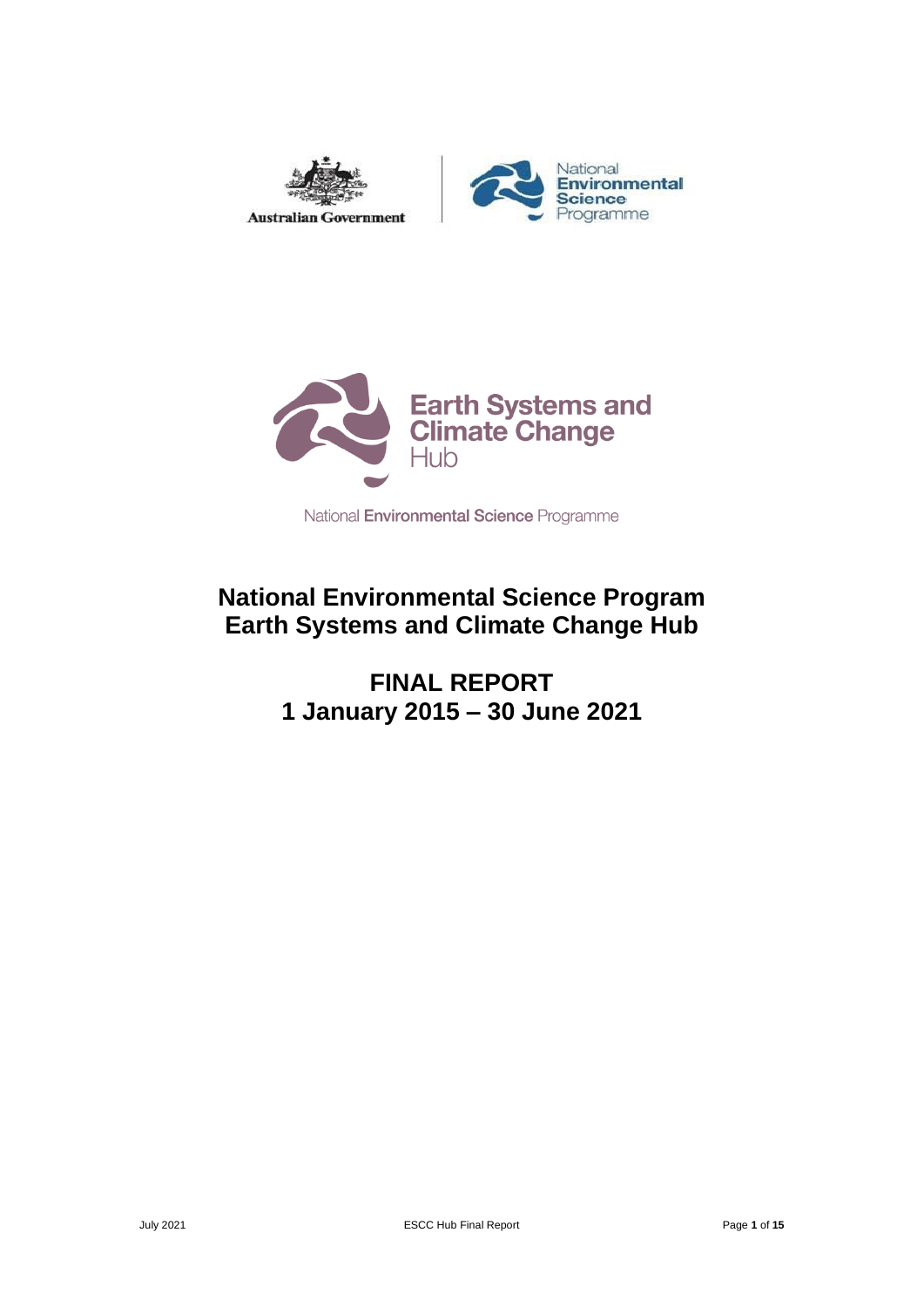Australian Government

National Environmental Science Programme

Earth Systems and Climate Change Hub

National Environmental Science Programme

# National Environmental Science Program Earth Systems and Climate Change Hub

## FINAL REPORT 1 January 2015 – 30 June 2021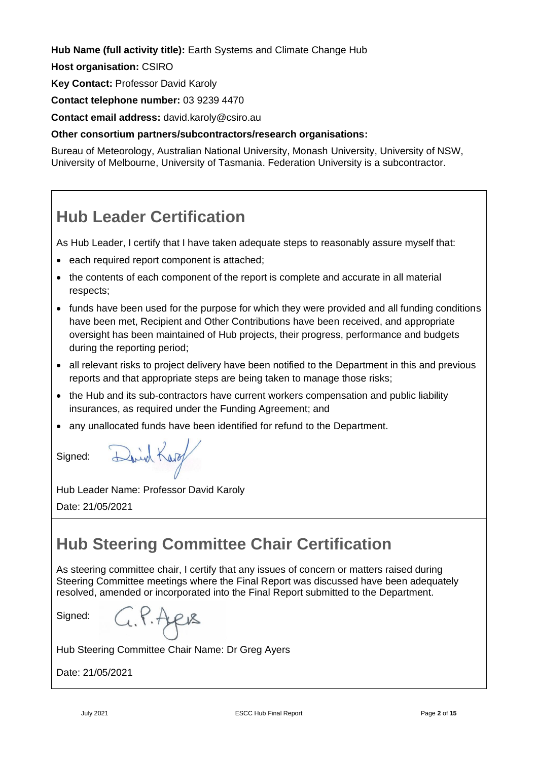**Hub Name (full activity title):** Earth Systems and Climate Change Hub

**Host organisation:** CSIRO

**Key Contact:** Professor David Karoly

**Contact telephone number:** 03 9239 4470

**Contact email address:** david.karoly@csiro.au

**Other consortium partners/subcontractors/research organisations:**

Bureau of Meteorology, Australian National University, Monash University, University of NSW, University of Melbourne, University of Tasmania. Federation University is a subcontractor.

## Hub Leader Certification

As Hub Leader, I certify that I have taken adequate steps to reasonably assure myself that:

- each required report component is attached;
- the contents of each component of the report is complete and accurate in all material respects;
- funds have been used for the purpose for which they were provided and all funding conditions have been met, Recipient and Other Contributions have been received, and appropriate oversight has been maintained of Hub projects, their progress, performance and budgets during the reporting period;
- all relevant risks to project delivery have been notified to the Department in this and previous reports and that appropriate steps are being taken to manage those risks;
- the Hub and its sub-contractors have current workers compensation and public liability insurances, as required under the Funding Agreement; and
- any unallocated funds have been identified for refund to the Department.

Signed: David Karoly

Hub Leader Name: Professor David Karoly

Date: 21/05/2021

## Hub Steering Committee Chair Certification

As steering committee chair, I certify that any issues of concern or matters raised during Steering Committee meetings where the Final Report was discussed have been adequately resolved, amended or incorporated into the Final Report submitted to the Department.

Signed: G. P. Ayers

Hub Steering Committee Chair Name: Dr Greg Ayers

Date: 21/05/2021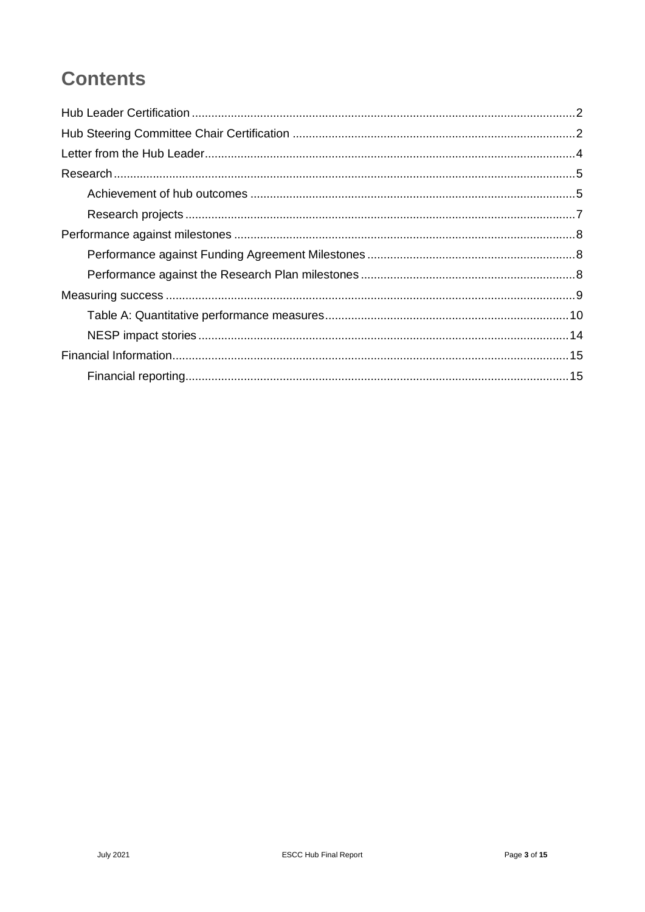# Contents

Hub Leader Certification ........ 2

Hub Steering Committee Chair Certification ........ 2

Letter from the Hub Leader ........ 4

Research ........ 5

- Achievement of hub outcomes ........ 5
- Research projects ........ 7

Performance against milestones ........ 8

- Performance against Funding Agreement Milestones ........ 8
- Performance against the Research Plan milestones ........ 8

Measuring success ........ 9

- Table A: Quantitative performance measures ........ 10
- NESP impact stories ........ 14

Financial Information ........ 15

- Financial reporting ........ 15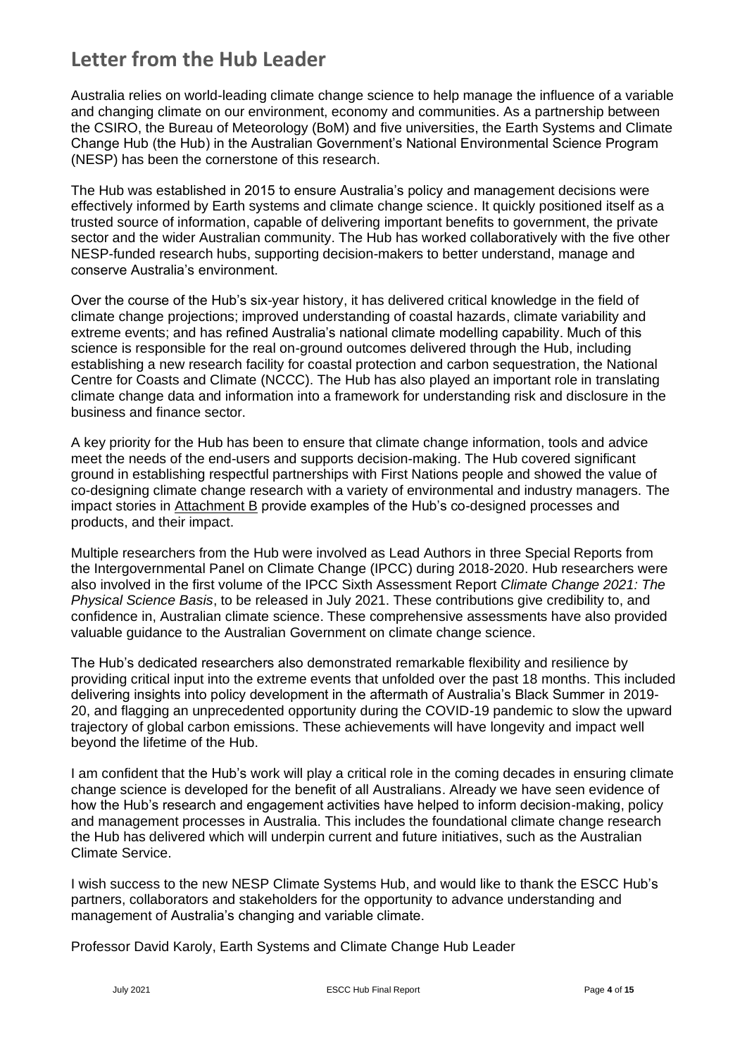## Letter from the Hub Leader

Australia relies on world-leading climate change science to help manage the influence of a variable and changing climate on our environment, economy and communities. As a partnership between the CSIRO, the Bureau of Meteorology (BoM) and five universities, the Earth Systems and Climate Change Hub (the Hub) in the Australian Government's National Environmental Science Program (NESP) has been the cornerstone of this research.

The Hub was established in 2015 to ensure Australia's policy and management decisions were effectively informed by Earth systems and climate change science. It quickly positioned itself as a trusted source of information, capable of delivering important benefits to government, the private sector and the wider Australian community. The Hub has worked collaboratively with the five other NESP-funded research hubs, supporting decision-makers to better understand, manage and conserve Australia's environment.

Over the course of the Hub's six-year history, it has delivered critical knowledge in the field of climate change projections; improved understanding of coastal hazards, climate variability and extreme events; and has refined Australia's national climate modelling capability. Much of this science is responsible for the real on-ground outcomes delivered through the Hub, including establishing a new research facility for coastal protection and carbon sequestration, the National Centre for Coasts and Climate (NCCC). The Hub has also played an important role in translating climate change data and information into a framework for understanding risk and disclosure in the business and finance sector.

A key priority for the Hub has been to ensure that climate change information, tools and advice meet the needs of the end-users and supports decision-making. The Hub covered significant ground in establishing respectful partnerships with First Nations people and showed the value of co-designing climate change research with a variety of environmental and industry managers. The impact stories in Attachment B provide examples of the Hub's co-designed processes and products, and their impact.

Multiple researchers from the Hub were involved as Lead Authors in three Special Reports from the Intergovernmental Panel on Climate Change (IPCC) during 2018-2020. Hub researchers were also involved in the first volume of the IPCC Sixth Assessment Report *Climate Change 2021: The Physical Science Basis*, to be released in July 2021. These contributions give credibility to, and confidence in, Australian climate science. These comprehensive assessments have also provided valuable guidance to the Australian Government on climate change science.

The Hub's dedicated researchers also demonstrated remarkable flexibility and resilience by providing critical input into the extreme events that unfolded over the past 18 months. This included delivering insights into policy development in the aftermath of Australia's Black Summer in 2019-20, and flagging an unprecedented opportunity during the COVID-19 pandemic to slow the upward trajectory of global carbon emissions. These achievements will have longevity and impact well beyond the lifetime of the Hub.

I am confident that the Hub's work will play a critical role in the coming decades in ensuring climate change science is developed for the benefit of all Australians. Already we have seen evidence of how the Hub's research and engagement activities have helped to inform decision-making, policy and management processes in Australia. This includes the foundational climate change research the Hub has delivered which will underpin current and future initiatives, such as the Australian Climate Service.

I wish success to the new NESP Climate Systems Hub, and would like to thank the ESCC Hub's partners, collaborators and stakeholders for the opportunity to advance understanding and management of Australia's changing and variable climate.

Professor David Karoly, Earth Systems and Climate Change Hub Leader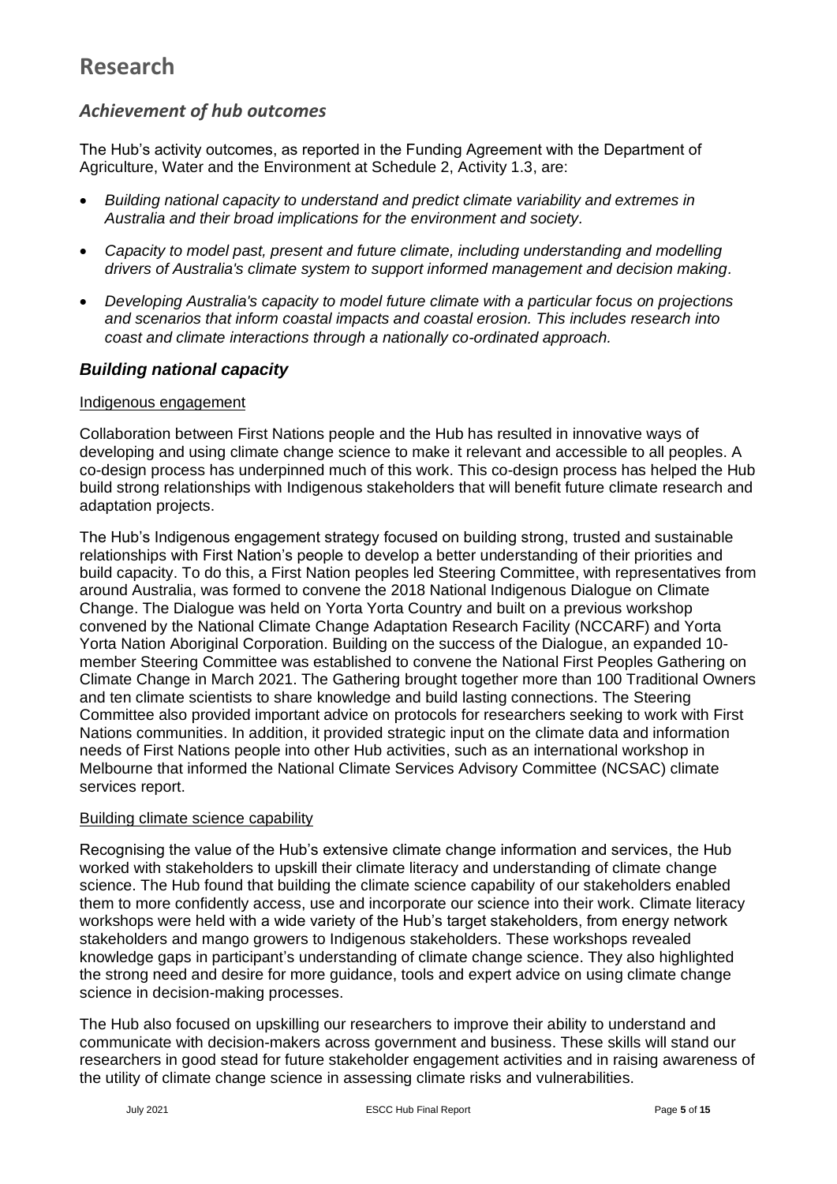# Research

## *Achievement of hub outcomes*

The Hub's activity outcomes, as reported in the Funding Agreement with the Department of Agriculture, Water and the Environment at Schedule 2, Activity 1.3, are:

- *Building national capacity to understand and predict climate variability and extremes in Australia and their broad implications for the environment and society.*
- *Capacity to model past, present and future climate, including understanding and modelling drivers of Australia's climate system to support informed management and decision making.*
- *Developing Australia's capacity to model future climate with a particular focus on projections and scenarios that inform coastal impacts and coastal erosion. This includes research into coast and climate interactions through a nationally co-ordinated approach.*

## ***Building national capacity***

Indigenous engagement

Collaboration between First Nations people and the Hub has resulted in innovative ways of developing and using climate change science to make it relevant and accessible to all peoples. A co-design process has underpinned much of this work. This co-design process has helped the Hub build strong relationships with Indigenous stakeholders that will benefit future climate research and adaptation projects.

The Hub's Indigenous engagement strategy focused on building strong, trusted and sustainable relationships with First Nation's people to develop a better understanding of their priorities and build capacity. To do this, a First Nation peoples led Steering Committee, with representatives from around Australia, was formed to convene the 2018 National Indigenous Dialogue on Climate Change. The Dialogue was held on Yorta Yorta Country and built on a previous workshop convened by the National Climate Change Adaptation Research Facility (NCCARF) and Yorta Yorta Nation Aboriginal Corporation. Building on the success of the Dialogue, an expanded 10-member Steering Committee was established to convene the National First Peoples Gathering on Climate Change in March 2021. The Gathering brought together more than 100 Traditional Owners and ten climate scientists to share knowledge and build lasting connections. The Steering Committee also provided important advice on protocols for researchers seeking to work with First Nations communities. In addition, it provided strategic input on the climate data and information needs of First Nations people into other Hub activities, such as an international workshop in Melbourne that informed the National Climate Services Advisory Committee (NCSAC) climate services report.

Building climate science capability

Recognising the value of the Hub's extensive climate change information and services, the Hub worked with stakeholders to upskill their climate literacy and understanding of climate change science. The Hub found that building the climate science capability of our stakeholders enabled them to more confidently access, use and incorporate our science into their work. Climate literacy workshops were held with a wide variety of the Hub's target stakeholders, from energy network stakeholders and mango growers to Indigenous stakeholders. These workshops revealed knowledge gaps in participant's understanding of climate change science. They also highlighted the strong need and desire for more guidance, tools and expert advice on using climate change science in decision-making processes.

The Hub also focused on upskilling our researchers to improve their ability to understand and communicate with decision-makers across government and business. These skills will stand our researchers in good stead for future stakeholder engagement activities and in raising awareness of the utility of climate change science in assessing climate risks and vulnerabilities.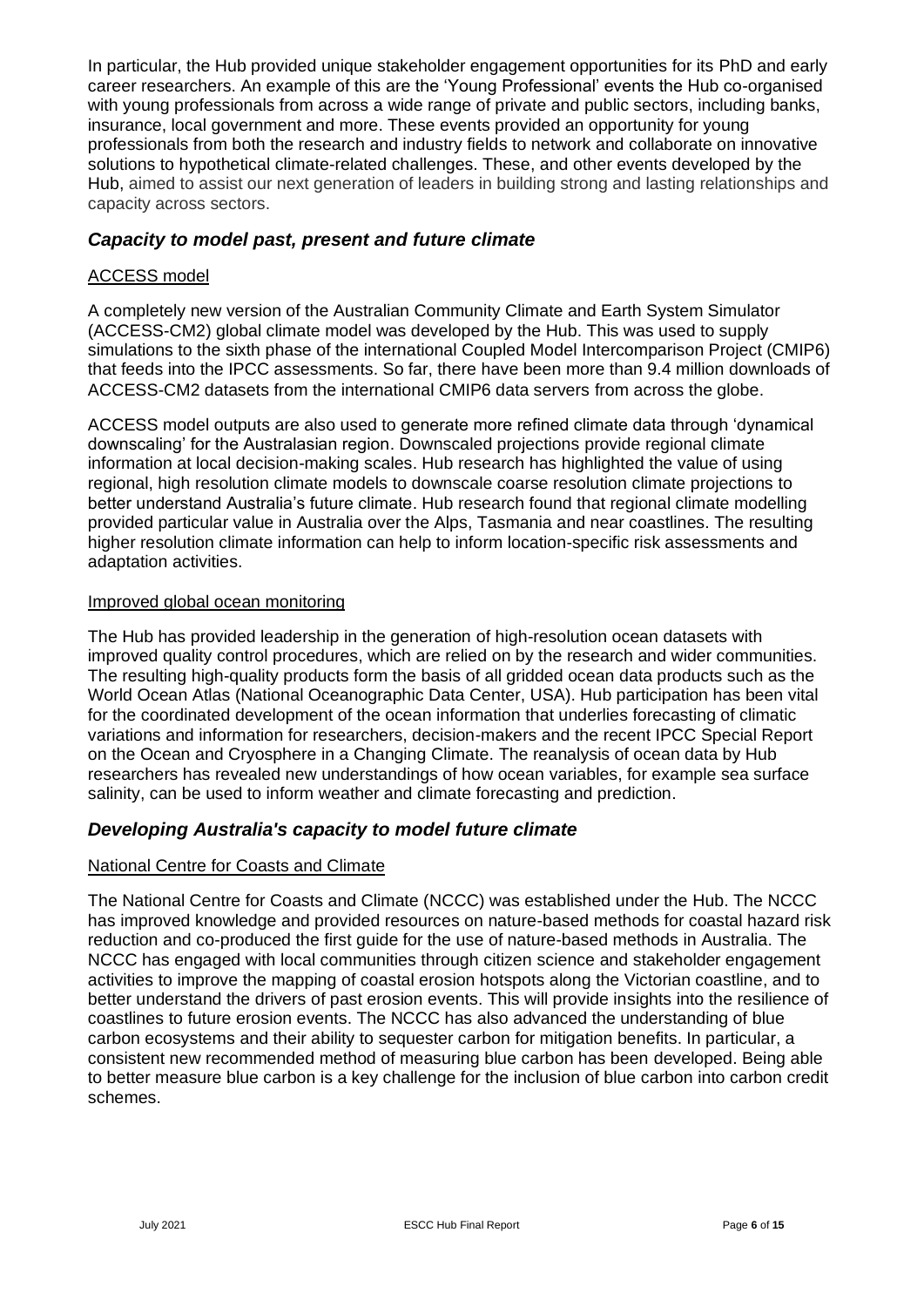In particular, the Hub provided unique stakeholder engagement opportunities for its PhD and early career researchers. An example of this are the 'Young Professional' events the Hub co-organised with young professionals from across a wide range of private and public sectors, including banks, insurance, local government and more. These events provided an opportunity for young professionals from both the research and industry fields to network and collaborate on innovative solutions to hypothetical climate-related challenges. These, and other events developed by the Hub, aimed to assist our next generation of leaders in building strong and lasting relationships and capacity across sectors.

## *Capacity to model past, present and future climate*

### ACCESS model

A completely new version of the Australian Community Climate and Earth System Simulator (ACCESS-CM2) global climate model was developed by the Hub. This was used to supply simulations to the sixth phase of the international Coupled Model Intercomparison Project (CMIP6) that feeds into the IPCC assessments. So far, there have been more than 9.4 million downloads of ACCESS-CM2 datasets from the international CMIP6 data servers from across the globe.

ACCESS model outputs are also used to generate more refined climate data through 'dynamical downscaling' for the Australasian region. Downscaled projections provide regional climate information at local decision-making scales. Hub research has highlighted the value of using regional, high resolution climate models to downscale coarse resolution climate projections to better understand Australia's future climate. Hub research found that regional climate modelling provided particular value in Australia over the Alps, Tasmania and near coastlines. The resulting higher resolution climate information can help to inform location-specific risk assessments and adaptation activities.

### Improved global ocean monitoring

The Hub has provided leadership in the generation of high-resolution ocean datasets with improved quality control procedures, which are relied on by the research and wider communities. The resulting high-quality products form the basis of all gridded ocean data products such as the World Ocean Atlas (National Oceanographic Data Center, USA). Hub participation has been vital for the coordinated development of the ocean information that underlies forecasting of climatic variations and information for researchers, decision-makers and the recent IPCC Special Report on the Ocean and Cryosphere in a Changing Climate. The reanalysis of ocean data by Hub researchers has revealed new understandings of how ocean variables, for example sea surface salinity, can be used to inform weather and climate forecasting and prediction.

## *Developing Australia's capacity to model future climate*

### National Centre for Coasts and Climate

The National Centre for Coasts and Climate (NCCC) was established under the Hub. The NCCC has improved knowledge and provided resources on nature-based methods for coastal hazard risk reduction and co-produced the first guide for the use of nature-based methods in Australia. The NCCC has engaged with local communities through citizen science and stakeholder engagement activities to improve the mapping of coastal erosion hotspots along the Victorian coastline, and to better understand the drivers of past erosion events. This will provide insights into the resilience of coastlines to future erosion events. The NCCC has also advanced the understanding of blue carbon ecosystems and their ability to sequester carbon for mitigation benefits. In particular, a consistent new recommended method of measuring blue carbon has been developed. Being able to better measure blue carbon is a key challenge for the inclusion of blue carbon into carbon credit schemes.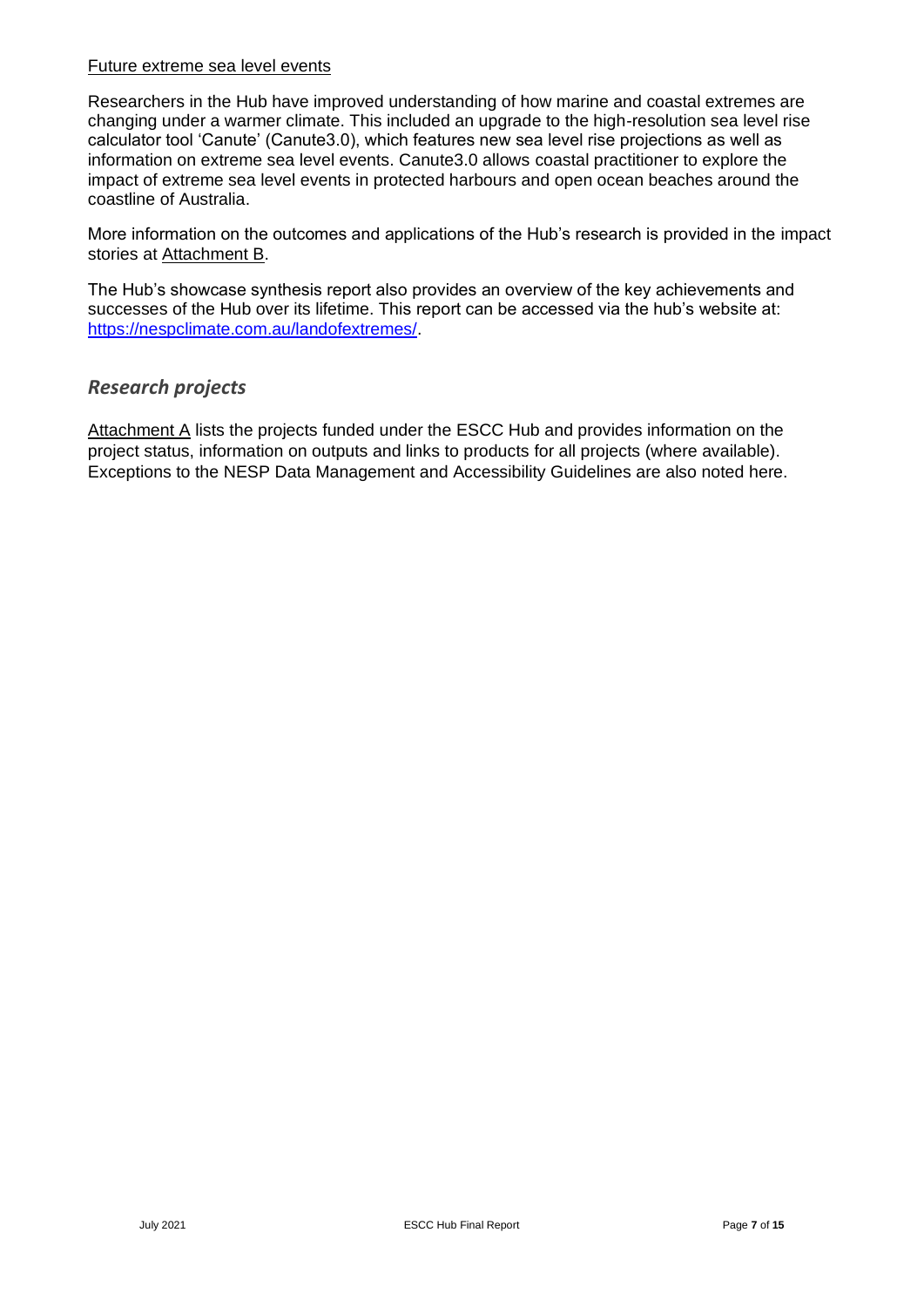Future extreme sea level events

Researchers in the Hub have improved understanding of how marine and coastal extremes are changing under a warmer climate. This included an upgrade to the high-resolution sea level rise calculator tool 'Canute' (Canute3.0), which features new sea level rise projections as well as information on extreme sea level events. Canute3.0 allows coastal practitioner to explore the impact of extreme sea level events in protected harbours and open ocean beaches around the coastline of Australia.

More information on the outcomes and applications of the Hub's research is provided in the impact stories at Attachment B.

The Hub's showcase synthesis report also provides an overview of the key achievements and successes of the Hub over its lifetime. This report can be accessed via the hub's website at: https://nespclimate.com.au/landofextremes/.

## *Research projects*

Attachment A lists the projects funded under the ESCC Hub and provides information on the project status, information on outputs and links to products for all projects (where available). Exceptions to the NESP Data Management and Accessibility Guidelines are also noted here.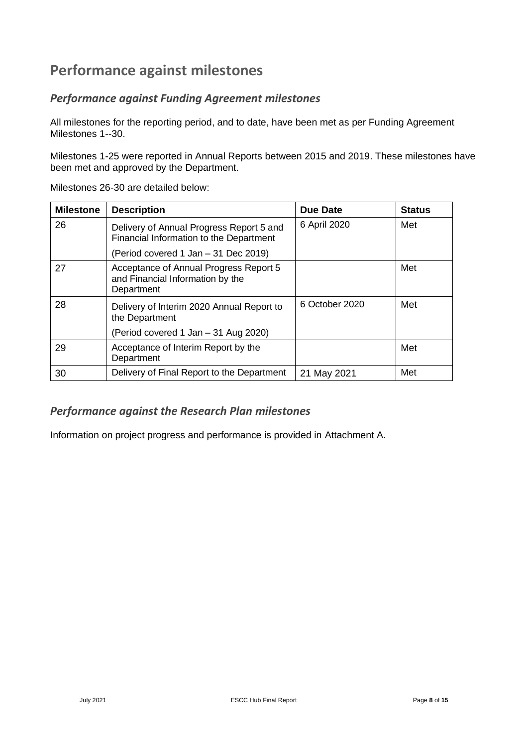# Performance against milestones

## *Performance against Funding Agreement milestones*

All milestones for the reporting period, and to date, have been met as per Funding Agreement Milestones 1--30.

Milestones 1-25 were reported in Annual Reports between 2015 and 2019. These milestones have been met and approved by the Department.

Milestones 26-30 are detailed below:

| Milestone | Description | Due Date | Status |
|---|---|---|---|
| 26 | Delivery of Annual Progress Report 5 and Financial Information to the Department<br><br>(Period covered 1 Jan – 31 Dec 2019) | 6 April 2020 | Met |
| 27 | Acceptance of Annual Progress Report 5 and Financial Information by the Department | | Met |
| 28 | Delivery of Interim 2020 Annual Report to the Department<br><br>(Period covered 1 Jan – 31 Aug 2020) | 6 October 2020 | Met |
| 29 | Acceptance of Interim Report by the Department | | Met |
| 30 | Delivery of Final Report to the Department | 21 May 2021 | Met |

## *Performance against the Research Plan milestones*

Information on project progress and performance is provided in Attachment A.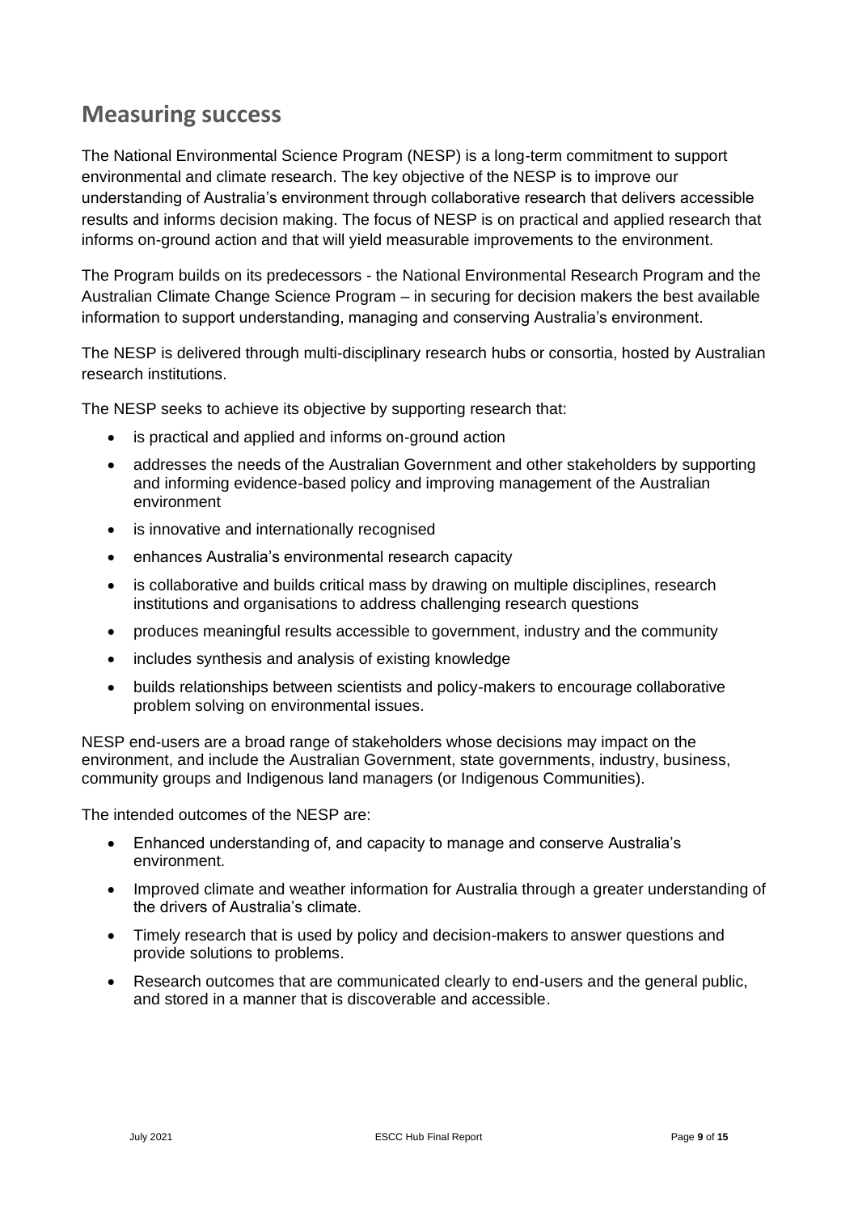## Measuring success

The National Environmental Science Program (NESP) is a long-term commitment to support environmental and climate research. The key objective of the NESP is to improve our understanding of Australia's environment through collaborative research that delivers accessible results and informs decision making. The focus of NESP is on practical and applied research that informs on-ground action and that will yield measurable improvements to the environment.

The Program builds on its predecessors - the National Environmental Research Program and the Australian Climate Change Science Program – in securing for decision makers the best available information to support understanding, managing and conserving Australia's environment.

The NESP is delivered through multi-disciplinary research hubs or consortia, hosted by Australian research institutions.

The NESP seeks to achieve its objective by supporting research that:

- is practical and applied and informs on-ground action
- addresses the needs of the Australian Government and other stakeholders by supporting and informing evidence-based policy and improving management of the Australian environment
- is innovative and internationally recognised
- enhances Australia's environmental research capacity
- is collaborative and builds critical mass by drawing on multiple disciplines, research institutions and organisations to address challenging research questions
- produces meaningful results accessible to government, industry and the community
- includes synthesis and analysis of existing knowledge
- builds relationships between scientists and policy-makers to encourage collaborative problem solving on environmental issues.

NESP end-users are a broad range of stakeholders whose decisions may impact on the environment, and include the Australian Government, state governments, industry, business, community groups and Indigenous land managers (or Indigenous Communities).

The intended outcomes of the NESP are:

- Enhanced understanding of, and capacity to manage and conserve Australia's environment.
- Improved climate and weather information for Australia through a greater understanding of the drivers of Australia's climate.
- Timely research that is used by policy and decision-makers to answer questions and provide solutions to problems.
- Research outcomes that are communicated clearly to end-users and the general public, and stored in a manner that is discoverable and accessible.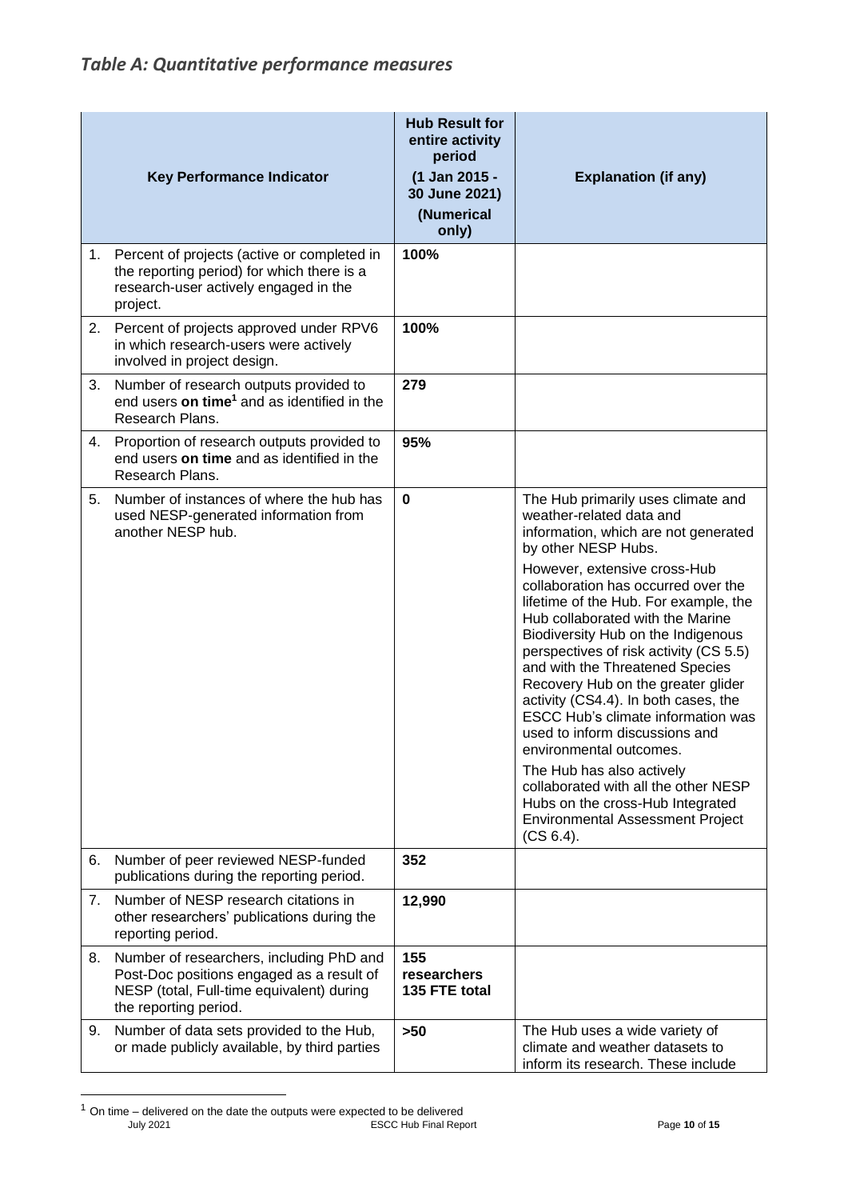## *Table A: Quantitative performance measures*

| Key Performance Indicator | Hub Result for entire activity period (1 Jan 2015 - 30 June 2021) (Numerical only) | Explanation (if any) |
|---|---|---|
| 1. Percent of projects (active or completed in the reporting period) for which there is a research-user actively engaged in the project. | **100%** | |
| 2. Percent of projects approved under RPV6 in which research-users were actively involved in project design. | **100%** | |
| 3. Number of research outputs provided to end users **on time**[1] and as identified in the Research Plans. | **279** | |
| 4. Proportion of research outputs provided to end users **on time** and as identified in the Research Plans. | **95%** | |
| 5. Number of instances of where the hub has used NESP-generated information from another NESP hub. | **0** | The Hub primarily uses climate and weather-related data and information, which are not generated by other NESP Hubs.<br><br>However, extensive cross-Hub collaboration has occurred over the lifetime of the Hub. For example, the Hub collaborated with the Marine Biodiversity Hub on the Indigenous perspectives of risk activity (CS 5.5) and with the Threatened Species Recovery Hub on the greater glider activity (CS4.4). In both cases, the ESCC Hub's climate information was used to inform discussions and environmental outcomes.<br><br>The Hub has also actively collaborated with all the other NESP Hubs on the cross-Hub Integrated Environmental Assessment Project (CS 6.4). |
| 6. Number of peer reviewed NESP-funded publications during the reporting period. | **352** | |
| 7. Number of NESP research citations in other researchers' publications during the reporting period. | **12,990** | |
| 8. Number of researchers, including PhD and Post-Doc positions engaged as a result of NESP (total, Full-time equivalent) during the reporting period. | **155 researchers 135 FTE total** | |
| 9. Number of data sets provided to the Hub, or made publicly available, by third parties | **>50** | The Hub uses a wide variety of climate and weather datasets to inform its research. These include |

[1] On time – delivered on the date the outputs were expected to be delivered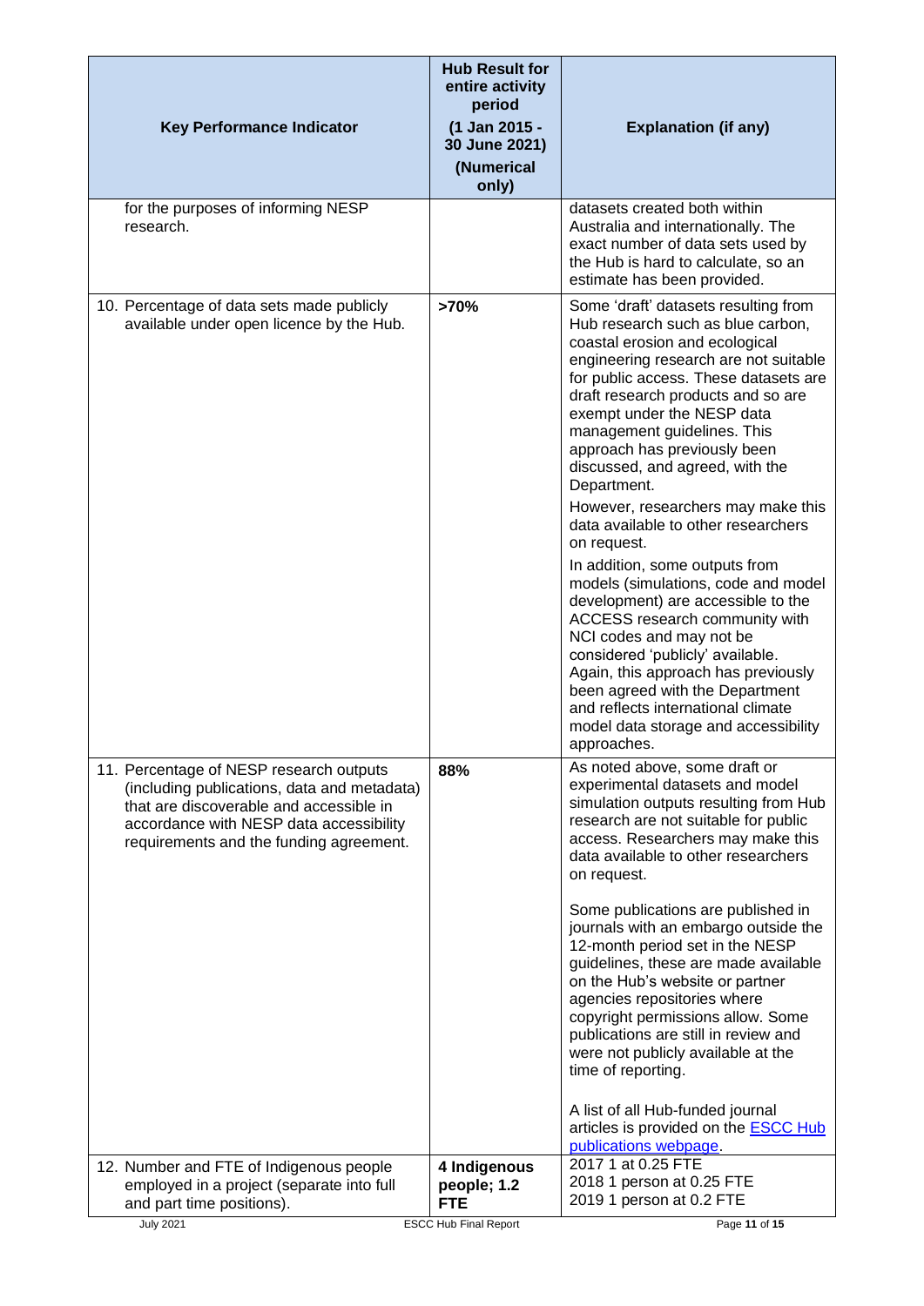| Key Performance Indicator | Hub Result for entire activity period (1 Jan 2015 - 30 June 2021) (Numerical only) | Explanation (if any) |
|---|---|---|
| for the purposes of informing NESP research. | | datasets created both within Australia and internationally. The exact number of data sets used by the Hub is hard to calculate, so an estimate has been provided. |
| 10. Percentage of data sets made publicly available under open licence by the Hub. | **>70%** | Some 'draft' datasets resulting from Hub research such as blue carbon, coastal erosion and ecological engineering research are not suitable for public access. These datasets are draft research products and so are exempt under the NESP data management guidelines. This approach has previously been discussed, and agreed, with the Department.<br><br>However, researchers may make this data available to other researchers on request.<br><br>In addition, some outputs from models (simulations, code and model development) are accessible to the ACCESS research community with NCI codes and may not be considered 'publicly' available. Again, this approach has previously been agreed with the Department and reflects international climate model data storage and accessibility approaches. |
| 11. Percentage of NESP research outputs (including publications, data and metadata) that are discoverable and accessible in accordance with NESP data accessibility requirements and the funding agreement. | **88%** | As noted above, some draft or experimental datasets and model simulation outputs resulting from Hub research are not suitable for public access. Researchers may make this data available to other researchers on request.<br><br>Some publications are published in journals with an embargo outside the 12-month period set in the NESP guidelines, these are made available on the Hub's website or partner agencies repositories where copyright permissions allow. Some publications are still in review and were not publicly available at the time of reporting.<br><br>A list of all Hub-funded journal articles is provided on the ESCC Hub publications webpage. |
| 12. Number and FTE of Indigenous people employed in a project (separate into full and part time positions). | **4 Indigenous people; 1.2 FTE** | 2017 1 at 0.25 FTE<br>2018 1 person at 0.25 FTE<br>2019 1 person at 0.2 FTE |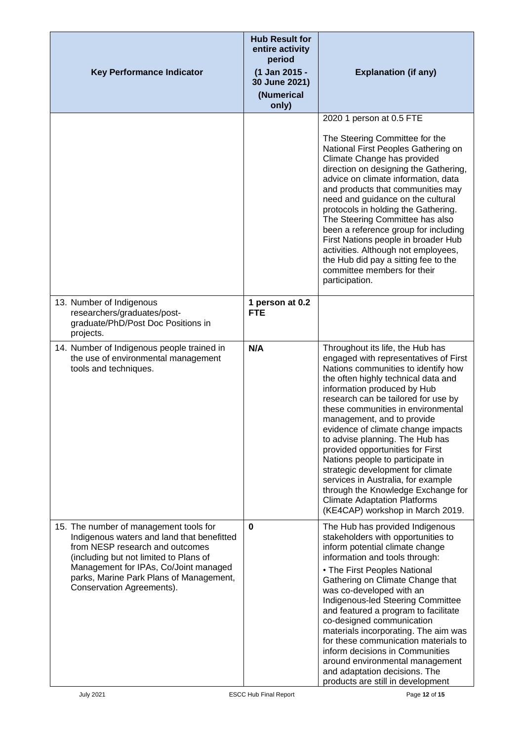| Key Performance Indicator | Hub Result for entire activity period (1 Jan 2015 - 30 June 2021) (Numerical only) | Explanation (if any) |
|---|---|---|
| | | 2020 1 person at 0.5 FTE<br><br>The Steering Committee for the National First Peoples Gathering on Climate Change has provided direction on designing the Gathering, advice on climate information, data and products that communities may need and guidance on the cultural protocols in holding the Gathering. The Steering Committee has also been a reference group for including First Nations people in broader Hub activities. Although not employees, the Hub did pay a sitting fee to the committee members for their participation. |
| 13. Number of Indigenous researchers/graduates/post-graduate/PhD/Post Doc Positions in projects. | **1 person at 0.2 FTE** | |
| 14. Number of Indigenous people trained in the use of environmental management tools and techniques. | **N/A** | Throughout its life, the Hub has engaged with representatives of First Nations communities to identify how the often highly technical data and information produced by Hub research can be tailored for use by these communities in environmental management, and to provide evidence of climate change impacts to advise planning. The Hub has provided opportunities for First Nations people to participate in strategic development for climate services in Australia, for example through the Knowledge Exchange for Climate Adaptation Platforms (KE4CAP) workshop in March 2019. |
| 15. The number of management tools for Indigenous waters and land that benefitted from NESP research and outcomes (including but not limited to Plans of Management for IPAs, Co/Joint managed parks, Marine Park Plans of Management, Conservation Agreements). | **0** | The Hub has provided Indigenous stakeholders with opportunities to inform potential climate change information and tools through:<br><br>• The First Peoples National Gathering on Climate Change that was co-developed with an Indigenous-led Steering Committee and featured a program to facilitate co-designed communication materials incorporating. The aim was for these communication materials to inform decisions in Communities around environmental management and adaptation decisions. The products are still in development |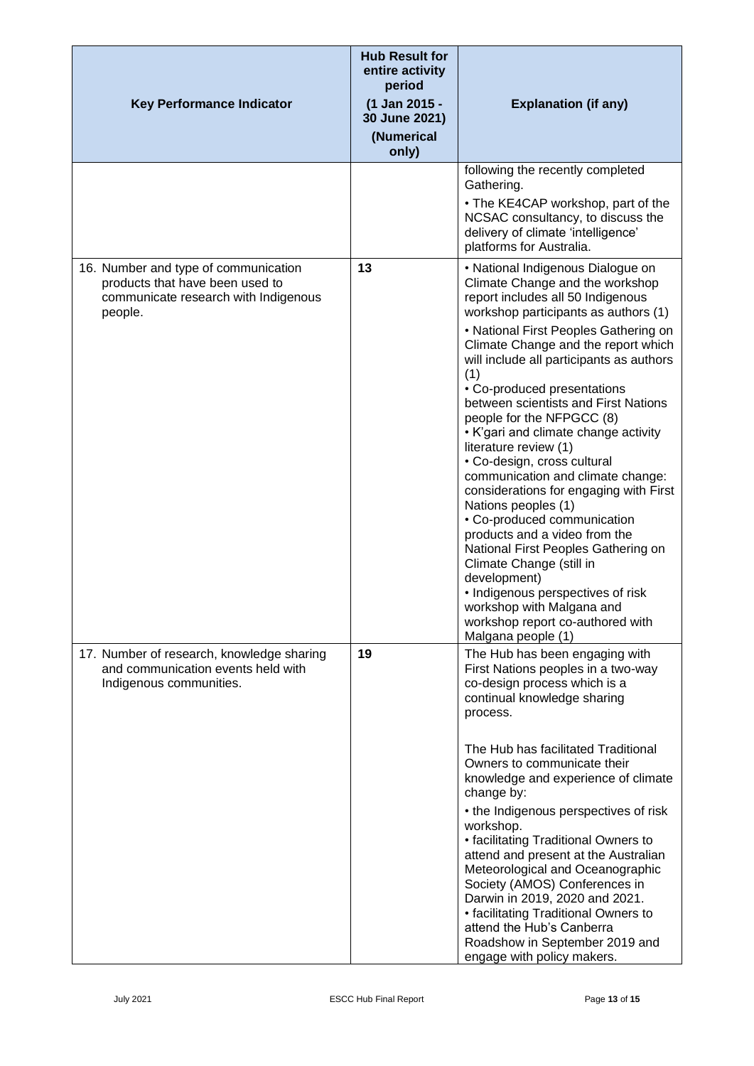| Key Performance Indicator | Hub Result for entire activity period (1 Jan 2015 - 30 June 2021) (Numerical only) | Explanation (if any) |
|---|---|---|
| | | following the recently completed Gathering.<br>• The KE4CAP workshop, part of the NCSAC consultancy, to discuss the delivery of climate 'intelligence' platforms for Australia. |
| 16. Number and type of communication products that have been used to communicate research with Indigenous people. | 13 | • National Indigenous Dialogue on Climate Change and the workshop report includes all 50 Indigenous workshop participants as authors (1)<br>• National First Peoples Gathering on Climate Change and the report which will include all participants as authors (1)<br>• Co-produced presentations between scientists and First Nations people for the NFPGCC (8)<br>• K'gari and climate change activity literature review (1)<br>• Co-design, cross cultural communication and climate change: considerations for engaging with First Nations peoples (1)<br>• Co-produced communication products and a video from the National First Peoples Gathering on Climate Change (still in development)<br>• Indigenous perspectives of risk workshop with Malgana and workshop report co-authored with Malgana people (1) |
| 17. Number of research, knowledge sharing and communication events held with Indigenous communities. | 19 | The Hub has been engaging with First Nations peoples in a two-way co-design process which is a continual knowledge sharing process.<br><br>The Hub has facilitated Traditional Owners to communicate their knowledge and experience of climate change by:<br>• the Indigenous perspectives of risk workshop.<br>• facilitating Traditional Owners to attend and present at the Australian Meteorological and Oceanographic Society (AMOS) Conferences in Darwin in 2019, 2020 and 2021.<br>• facilitating Traditional Owners to attend the Hub's Canberra Roadshow in September 2019 and engage with policy makers. |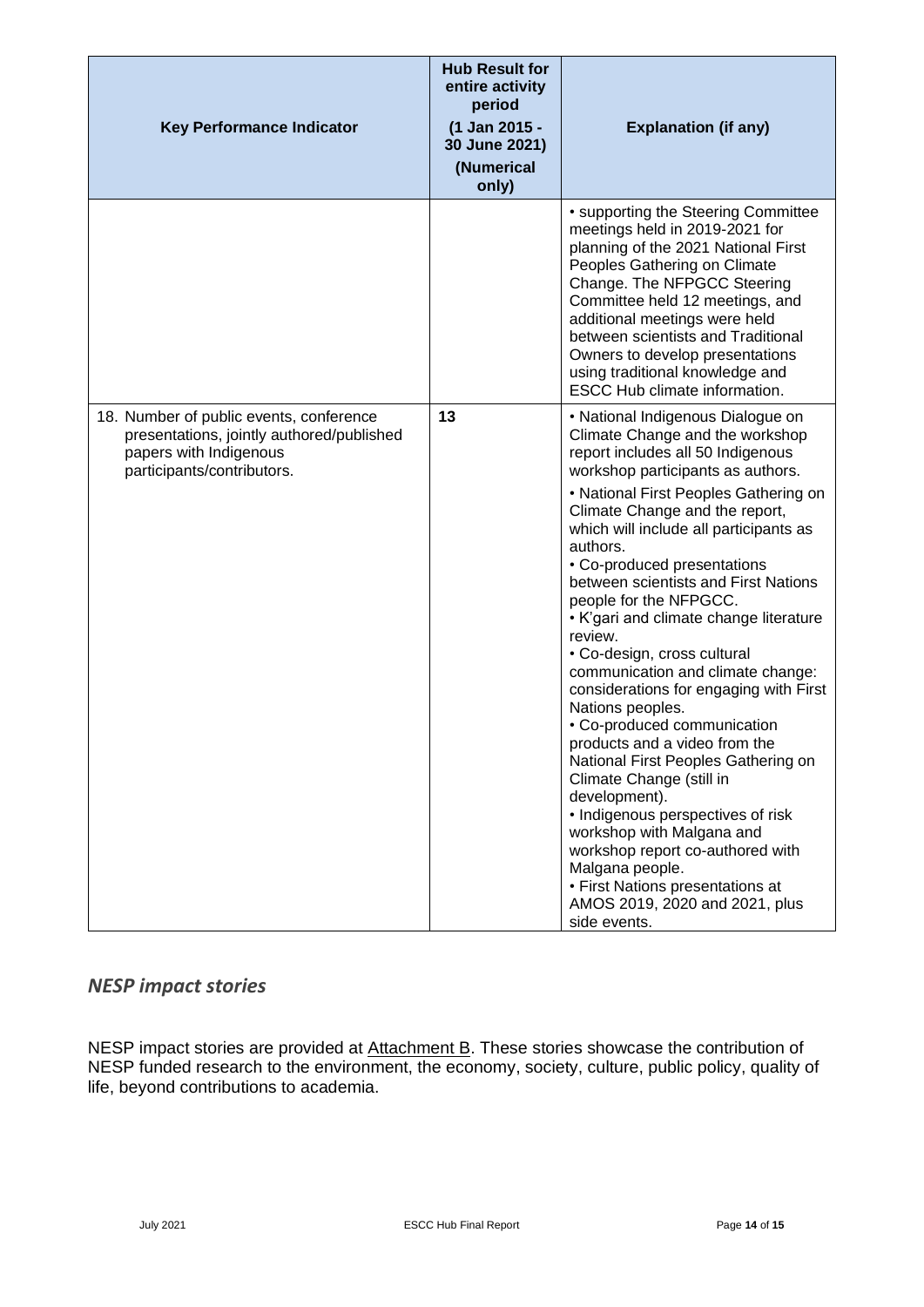| Key Performance Indicator | Hub Result for entire activity period (1 Jan 2015 - 30 June 2021) (Numerical only) | Explanation (if any) |
|---|---|---|
| | | • supporting the Steering Committee meetings held in 2019-2021 for planning of the 2021 National First Peoples Gathering on Climate Change. The NFPGCC Steering Committee held 12 meetings, and additional meetings were held between scientists and Traditional Owners to develop presentations using traditional knowledge and ESCC Hub climate information. |
| 18. Number of public events, conference presentations, jointly authored/published papers with Indigenous participants/contributors. | 13 | • National Indigenous Dialogue on Climate Change and the workshop report includes all 50 Indigenous workshop participants as authors.<br>• National First Peoples Gathering on Climate Change and the report, which will include all participants as authors.<br>• Co-produced presentations between scientists and First Nations people for the NFPGCC.<br>• K'gari and climate change literature review.<br>• Co-design, cross cultural communication and climate change: considerations for engaging with First Nations peoples.<br>• Co-produced communication products and a video from the National First Peoples Gathering on Climate Change (still in development).<br>• Indigenous perspectives of risk workshop with Malgana and workshop report co-authored with Malgana people.<br>• First Nations presentations at AMOS 2019, 2020 and 2021, plus side events. |

## *NESP impact stories*

NESP impact stories are provided at Attachment B. These stories showcase the contribution of NESP funded research to the environment, the economy, society, culture, public policy, quality of life, beyond contributions to academia.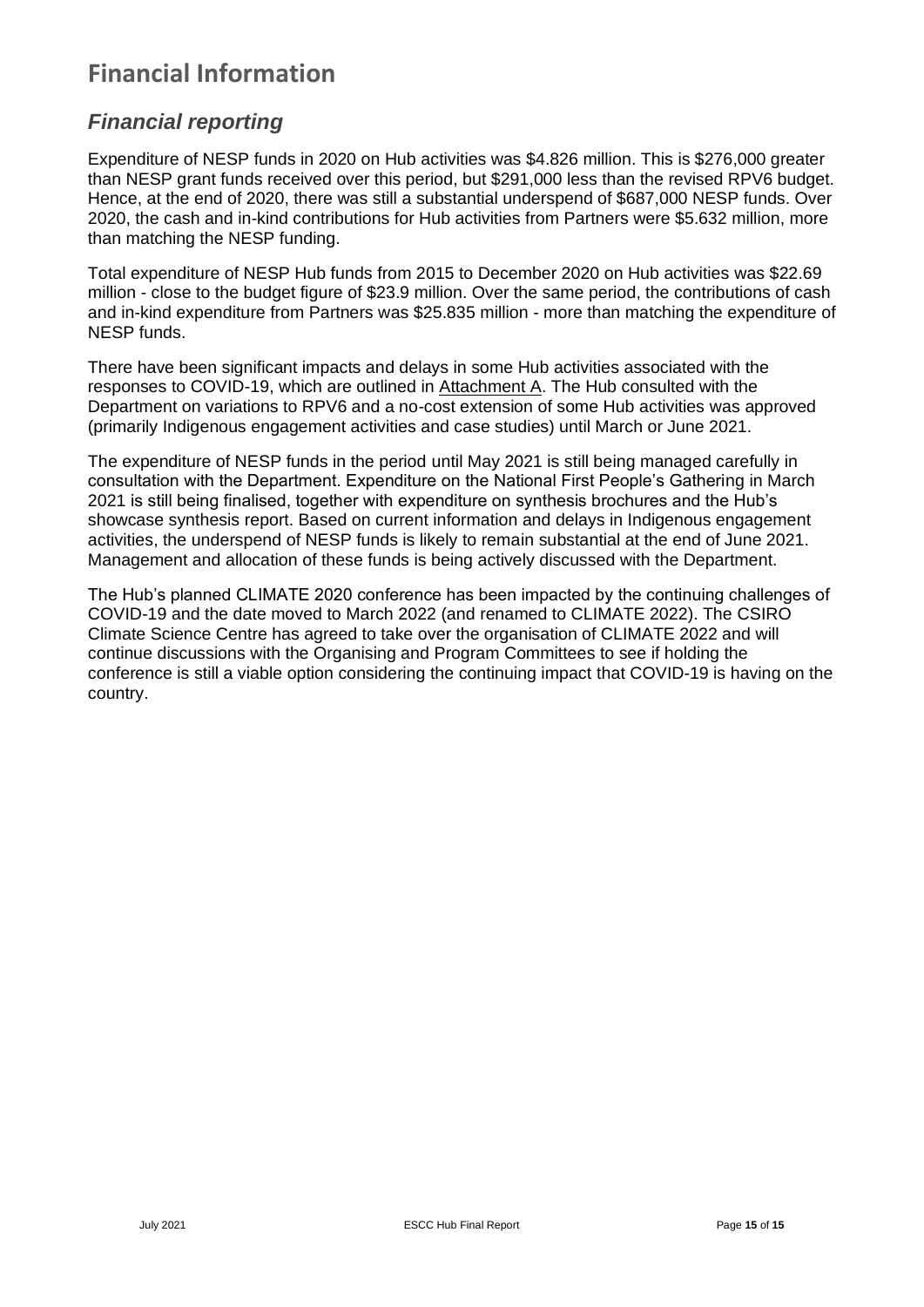# Financial Information

## *Financial reporting*

Expenditure of NESP funds in 2020 on Hub activities was $4.826 million. This is $276,000 greater than NESP grant funds received over this period, but $291,000 less than the revised RPV6 budget. Hence, at the end of 2020, there was still a substantial underspend of $687,000 NESP funds. Over 2020, the cash and in-kind contributions for Hub activities from Partners were $5.632 million, more than matching the NESP funding.

Total expenditure of NESP Hub funds from 2015 to December 2020 on Hub activities was $22.69 million - close to the budget figure of $23.9 million. Over the same period, the contributions of cash and in-kind expenditure from Partners was $25.835 million - more than matching the expenditure of NESP funds.

There have been significant impacts and delays in some Hub activities associated with the responses to COVID-19, which are outlined in Attachment A. The Hub consulted with the Department on variations to RPV6 and a no-cost extension of some Hub activities was approved (primarily Indigenous engagement activities and case studies) until March or June 2021.

The expenditure of NESP funds in the period until May 2021 is still being managed carefully in consultation with the Department. Expenditure on the National First People's Gathering in March 2021 is still being finalised, together with expenditure on synthesis brochures and the Hub's showcase synthesis report. Based on current information and delays in Indigenous engagement activities, the underspend of NESP funds is likely to remain substantial at the end of June 2021. Management and allocation of these funds is being actively discussed with the Department.

The Hub's planned CLIMATE 2020 conference has been impacted by the continuing challenges of COVID-19 and the date moved to March 2022 (and renamed to CLIMATE 2022). The CSIRO Climate Science Centre has agreed to take over the organisation of CLIMATE 2022 and will continue discussions with the Organising and Program Committees to see if holding the conference is still a viable option considering the continuing impact that COVID-19 is having on the country.